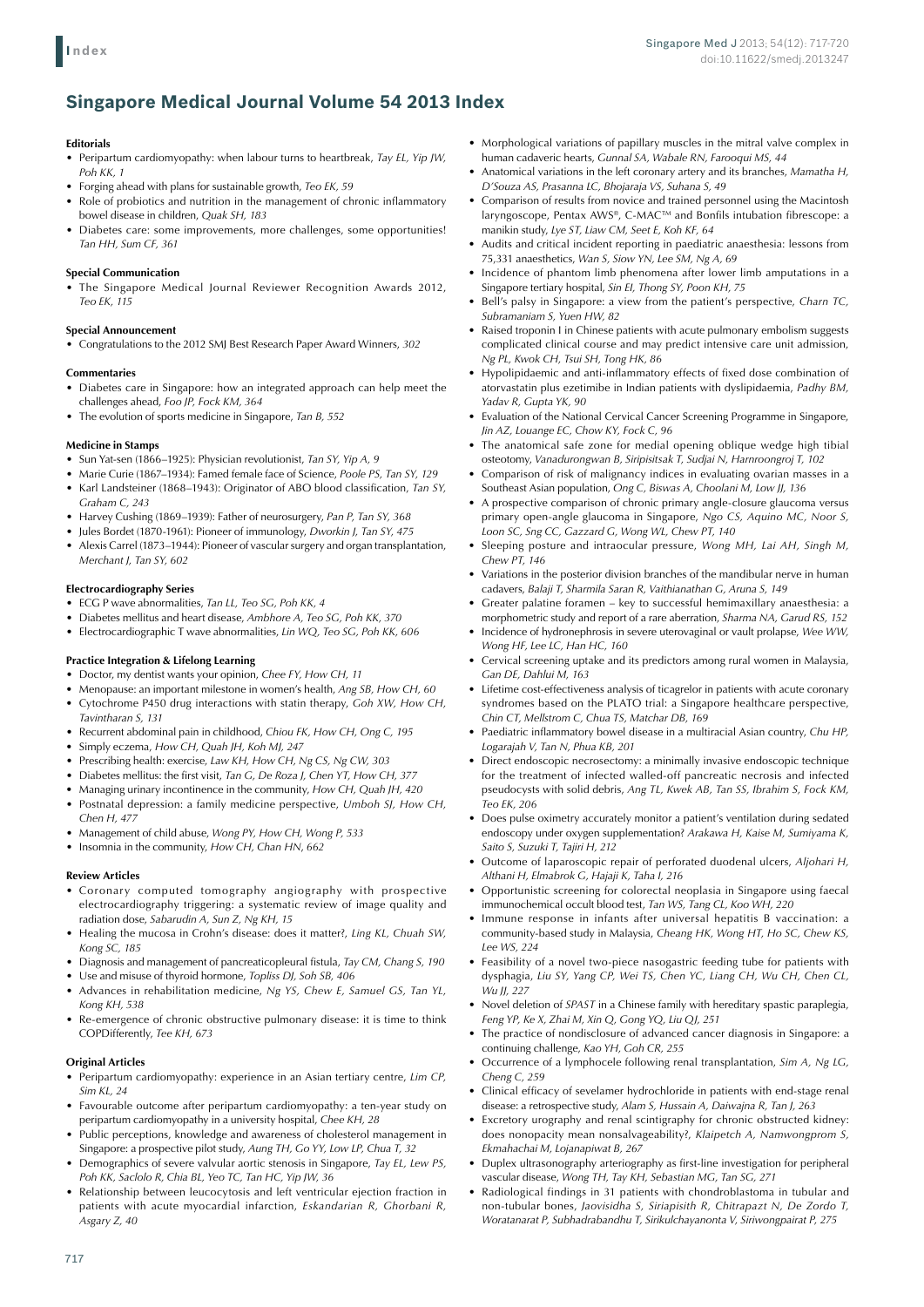# Singapore Medical Journal Volume 54 2013 Index

**Editorials**

- Peripartum cardiomyopathy: when labour turns to heartbreak, *Tay EL, Yip JW, Poh KK, 1*
- Forging ahead with plans for sustainable growth, *Teo EK, 59*
- Role of probiotics and nutrition in the management of chronic inflammatory bowel disease in children, *Quak SH, 183*
- Diabetes care: some improvements, more challenges, some opportunities! *Tan HH, Sum CF, 361*

**Special Communication**

- The Singapore Medical Journal Reviewer Recognition Awards 2012, *Teo EK, 115*

**Special Announcement**

- Congratulations to the 2012 SMJ Best Research Paper Award Winners, *302*

**Commentaries**

- Diabetes care in Singapore: how an integrated approach can help meet the challenges ahead, *Foo JP, Fock KM, 364*
- The evolution of sports medicine in Singapore, *Tan B, 552*

**Medicine in Stamps**

- Sun Yat-sen (1866–1925): Physician revolutionist, *Tan SY, Yip A, 9*
- Marie Curie (1867–1934): Famed female face of Science, *Poole PS, Tan SY, 129*
- Karl Landsteiner (1868–1943): Originator of ABO blood classification, *Tan SY, Graham C, 243*
- Harvey Cushing (1869–1939): Father of neurosurgery, *Pan P, Tan SY, 368*
- Jules Bordet (1870-1961): Pioneer of immunology, *Dworkin J, Tan SY, 475*
- Alexis Carrel (1873–1944): Pioneer of vascular surgery and organ transplantation, *Merchant J, Tan SY, 602*

**Electrocardiography Series**

- ECG P wave abnormalities, *Tan LL, Teo SG, Poh KK, 4*
- Diabetes mellitus and heart disease, *Ambhore A, Teo SG, Poh KK, 370*
- Electrocardiographic T wave abnormalities, *Lin WQ, Teo SG, Poh KK, 606*

**Practice Integration & Lifelong Learning**

- Doctor, my dentist wants your opinion, *Chee FY, How CH, 11*
- Menopause: an important milestone in women's health, *Ang SB, How CH, 60*
- Cytochrome P450 drug interactions with statin therapy, *Goh XW, How CH, Tavintharan S, 131*
- Recurrent abdominal pain in childhood, *Chiou FK, How CH, Ong C, 195*
- Simply eczema, *How CH, Quah JH, Koh MJ, 247*
- Prescribing health: exercise, *Law KH, How CH, Ng CS, Ng CW, 303*
- Diabetes mellitus: the first visit, *Tan G, De Roza J, Chen YT, How CH, 377*
- Managing urinary incontinence in the community, *How CH, Quah JH, 420*
- Postnatal depression: a family medicine perspective, *Umboh SJ, How CH, Chen H, 477*
- Management of child abuse, *Wong PY, How CH, Wong P, 533*
- Insomnia in the community, *How CH, Chan HN, 662*

**Review Articles**

- Coronary computed tomography angiography with prospective electrocardiography triggering: a systematic review of image quality and radiation dose, *Sabarudin A, Sun Z, Ng KH, 15*
- Healing the mucosa in Crohn's disease: does it matter?, *Ling KL, Chuah SW, Kong SC, 185*
- Diagnosis and management of pancreaticopleural fistula, *Tay CM, Chang S, 190*
- Use and misuse of thyroid hormone, *Topliss DJ, Soh SB, 406*
- Advances in rehabilitation medicine, *Ng YS, Chew E, Samuel GS, Tan YL, Kong KH, 538*
- Re-emergence of chronic obstructive pulmonary disease: it is time to think COPDifferently, *Tee KH, 673*

**Original Articles**

- Peripartum cardiomyopathy: experience in an Asian tertiary centre, *Lim CP, Sim KL, 24*
- Favourable outcome after peripartum cardiomyopathy: a ten-year study on peripartum cardiomyopathy in a university hospital, *Chee KH, 28*
- Public perceptions, knowledge and awareness of cholesterol management in Singapore: a prospective pilot study, *Aung TH, Go YY, Low LP, Chua T, 32*
- Demographics of severe valvular aortic stenosis in Singapore, *Tay EL, Lew PS, Poh KK, Saclolo R, Chia BL, Yeo TC, Tan HC, Yip JW, 36*
- Relationship between leucocytosis and left ventricular ejection fraction in patients with acute myocardial infarction, *Eskandarian R, Ghorbani R, Asgary Z, 40*
- Morphological variations of papillary muscles in the mitral valve complex in human cadaveric hearts, *Gunnal SA, Wabale RN, Farooqui MS, 44*
- Anatomical variations in the left coronary artery and its branches, *Mamatha H, D'Souza AS, Prasanna LC, Bhojaraja VS, Suhana S, 49*
- Comparison of results from novice and trained personnel using the Macintosh laryngoscope, Pentax AWS®, C-MAC™ and Bonfils intubation fibrescope: a manikin study, *Lye ST, Liaw CM, Seet E, Koh KF, 64*
- Audits and critical incident reporting in paediatric anaesthesia: lessons from 75,331 anaesthetics, *Wan S, Siow YN, Lee SM, Ng A, 69*
- Incidence of phantom limb phenomena after lower limb amputations in a Singapore tertiary hospital, *Sin EI, Thong SY, Poon KH, 75*
- Bell's palsy in Singapore: a view from the patient's perspective, *Charn TC, Subramaniam S, Yuen HW, 82*
- Raised troponin I in Chinese patients with acute pulmonary embolism suggests complicated clinical course and may predict intensive care unit admission, *Ng PL, Kwok CH, Tsui SH, Tong HK, 86*
- Hypolipidaemic and anti-inflammatory effects of fixed dose combination of atorvastatin plus ezetimibe in Indian patients with dyslipidaemia, *Padhy BM, Yadav R, Gupta YK, 90*
- Evaluation of the National Cervical Cancer Screening Programme in Singapore, *Jin AZ, Louange EC, Chow KY, Fock C, 96*
- The anatomical safe zone for medial opening oblique wedge high tibial osteotomy, *Vanadurongwan B, Siripisitsak T, Sudjai N, Harnroongroj T, 102*
- Comparison of risk of malignancy indices in evaluating ovarian masses in a Southeast Asian population, *Ong C, Biswas A, Choolani M, Low JJ, 136*
- A prospective comparison of chronic primary angle-closure glaucoma versus primary open-angle glaucoma in Singapore, *Ngo CS, Aquino MC, Noor S, Loon SC, Sng CC, Gazzard G, Wong WL, Chew PT, 140*
- Sleeping posture and intraocular pressure, *Wong MH, Lai AH, Singh M, Chew PT, 146*
- Variations in the posterior division branches of the mandibular nerve in human cadavers, *Balaji T, Sharmila Saran R, Vaithianathan G, Aruna S, 149*
- Greater palatine foramen – key to successful hemimaxillary anaesthesia: a morphometric study and report of a rare aberration, *Sharma NA, Garud RS, 152*
- Incidence of hydronephrosis in severe uterovaginal or vault prolapse, *Wee WW, Wong HF, Lee LC, Han HC, 160*
- Cervical screening uptake and its predictors among rural women in Malaysia, *Gan DE, Dahlui M, 163*
- Lifetime cost-effectiveness analysis of ticagrelor in patients with acute coronary syndromes based on the PLATO trial: a Singapore healthcare perspective, *Chin CT, Mellstrom C, Chua TS, Matchar DB, 169*
- Paediatric inflammatory bowel disease in a multiracial Asian country, *Chu HP, Logarajah V, Tan N, Phua KB, 201*
- Direct endoscopic necrosectomy: a minimally invasive endoscopic technique for the treatment of infected walled-off pancreatic necrosis and infected pseudocysts with solid debris, *Ang TL, Kwek AB, Tan SS, Ibrahim S, Fock KM, Teo EK, 206*
- Does pulse oximetry accurately monitor a patient's ventilation during sedated endoscopy under oxygen supplementation? *Arakawa H, Kaise M, Sumiyama K, Saito S, Suzuki T, Tajiri H, 212*
- Outcome of laparoscopic repair of perforated duodenal ulcers, *Aljohari H, Althani H, Elmabrok G, Hajaji K, Taha I, 216*
- Opportunistic screening for colorectal neoplasia in Singapore using faecal immunochemical occult blood test, *Tan WS, Tang CL, Koo WH, 220*
- Immune response in infants after universal hepatitis B vaccination: a community-based study in Malaysia, *Cheang HK, Wong HT, Ho SC, Chew KS, Lee WS, 224*
- Feasibility of a novel two-piece nasogastric feeding tube for patients with dysphagia, *Liu SY, Yang CP, Wei TS, Chen YC, Liang CH, Wu CH, Chen CL, Wu JJ, 227*
- Novel deletion of *SPAST* in a Chinese family with hereditary spastic paraplegia, *Feng YP, Ke X, Zhai M, Xin Q, Gong YQ, Liu QJ, 251*
- The practice of nondisclosure of advanced cancer diagnosis in Singapore: a continuing challenge, *Kao YH, Goh CR, 255*
- Occurrence of a lymphocele following renal transplantation, *Sim A, Ng LG, Cheng C, 259*
- Clinical efficacy of sevelamer hydrochloride in patients with end-stage renal disease: a retrospective study, *Alam S, Hussain A, Daiwajna R, Tan J, 263*
- Excretory urography and renal scintigraphy for chronic obstructed kidney: does nonopacity mean nonsalvageability?, *Klaipetch A, Namwongprom S, Ekmahachai M, Lojanapiwat B, 267*
- Duplex ultrasonography arteriography as first-line investigation for peripheral vascular disease, *Wong TH, Tay KH, Sebastian MG, Tan SG, 271*
- Radiological findings in 31 patients with chondroblastoma in tubular and non-tubular bones, *Jaovisidha S, Siriapisith R, Chitrapazt N, De Zordo T, Woratanarat P, Subhadrabandhu T, Sirikulchayanonta V, Siriwongpairat P, 275*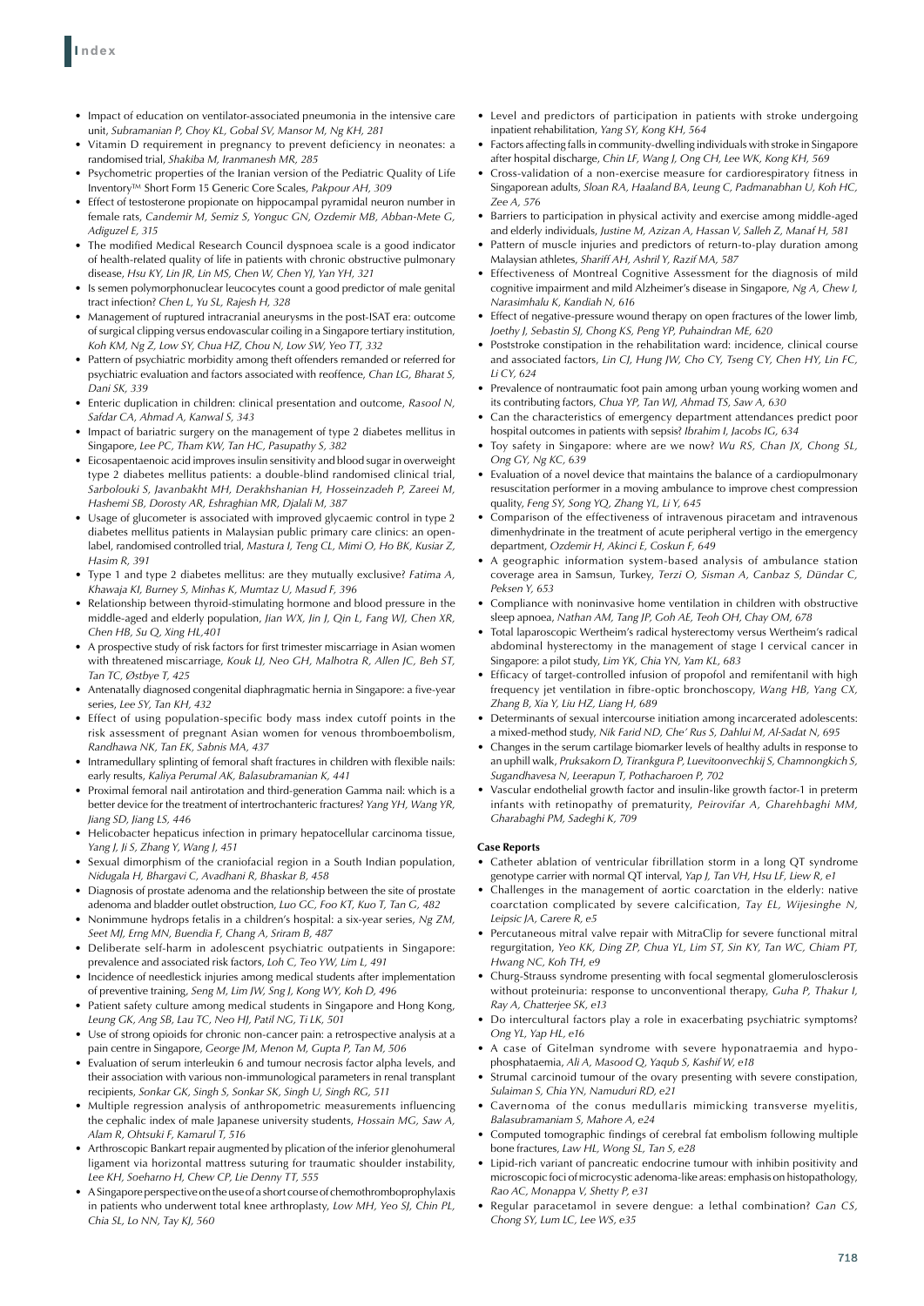- Impact of education on ventilator-associated pneumonia in the intensive care unit, *Subramanian P, Choy KL, Gobal SV, Mansor M, Ng KH, 281*
- Vitamin D requirement in pregnancy to prevent deficiency in neonates: a randomised trial, *Shakiba M, Iranmanesh MR, 285*
- Psychometric properties of the Iranian version of the Pediatric Quality of Life Inventory™ Short Form 15 Generic Core Scales, *Pakpour AH, 309*
- Effect of testosterone propionate on hippocampal pyramidal neuron number in female rats, *Candemir M, Semiz S, Yonguc GN, Ozdemir MB, Abban-Mete G, Adiguzel E, 315*
- The modified Medical Research Council dyspnoea scale is a good indicator of health-related quality of life in patients with chronic obstructive pulmonary disease, *Hsu KY, Lin JR, Lin MS, Chen W, Chen YJ, Yan YH, 321*
- Is semen polymorphonuclear leucocytes count a good predictor of male genital tract infection? *Chen L, Yu SL, Rajesh H, 328*
- Management of ruptured intracranial aneurysms in the post-ISAT era: outcome of surgical clipping versus endovascular coiling in a Singapore tertiary institution, *Koh KM, Ng Z, Low SY, Chua HZ, Chou N, Low SW, Yeo TT, 332*
- Pattern of psychiatric morbidity among theft offenders remanded or referred for psychiatric evaluation and factors associated with reoffence, *Chan LG, Bharat S, Dani SK, 339*
- Enteric duplication in children: clinical presentation and outcome, *Rasool N, Safdar CA, Ahmad A, Kanwal S, 343*
- Impact of bariatric surgery on the management of type 2 diabetes mellitus in Singapore, *Lee PC, Tham KW, Tan HC, Pasupathy S, 382*
- Eicosapentaenoic acid improves insulin sensitivity and blood sugar in overweight type 2 diabetes mellitus patients: a double-blind randomised clinical trial, *Sarbolouki S, Javanbakht MH, Derakhshanian H, Hosseinzadeh P, Zareei M, Hashemi SB, Dorosty AR, Eshraghian MR, Djalali M, 387*
- Usage of glucometer is associated with improved glycaemic control in type 2 diabetes mellitus patients in Malaysian public primary care clinics: an open-label, randomised controlled trial, *Mastura I, Teng CL, Mimi O, Ho BK, Kusiar Z, Hasim R, 391*
- Type 1 and type 2 diabetes mellitus: are they mutually exclusive? *Fatima A, Khawaja KI, Burney S, Minhas K, Mumtaz U, Masud F, 396*
- Relationship between thyroid-stimulating hormone and blood pressure in the middle-aged and elderly population, *Jian WX, Jin J, Qin L, Fang WJ, Chen XR, Chen HB, Su Q, Xing HL,401*
- A prospective study of risk factors for first trimester miscarriage in Asian women with threatened miscarriage, *Kouk LJ, Neo GH, Malhotra R, Allen JC, Beh ST, Tan TC, Østbye T, 425*
- Antenatally diagnosed congenital diaphragmatic hernia in Singapore: a five-year series, *Lee SY, Tan KH, 432*
- Effect of using population-specific body mass index cutoff points in the risk assessment of pregnant Asian women for venous thromboembolism, *Randhawa NK, Tan EK, Sabnis MA, 437*
- Intramedullary splinting of femoral shaft fractures in children with flexible nails: early results, *Kaliya Perumal AK, Balasubramanian K, 441*
- Proximal femoral nail antirotation and third-generation Gamma nail: which is a better device for the treatment of intertrochanteric fractures? *Yang YH, Wang YR, Jiang SD, Jiang LS, 446*
- Helicobacter hepaticus infection in primary hepatocellular carcinoma tissue, *Yang J, Ji S, Zhang Y, Wang J, 451*
- Sexual dimorphism of the craniofacial region in a South Indian population, *Nidugala H, Bhargavi C, Avadhani R, Bhaskar B, 458*
- Diagnosis of prostate adenoma and the relationship between the site of prostate adenoma and bladder outlet obstruction, *Luo GC, Foo KT, Kuo T, Tan G, 482*
- Nonimmune hydrops fetalis in a children's hospital: a six-year series, *Ng ZM, Seet MJ, Erng MN, Buendia F, Chang A, Sriram B, 487*
- Deliberate self-harm in adolescent psychiatric outpatients in Singapore: prevalence and associated risk factors, *Loh C, Teo YW, Lim L, 491*
- Incidence of needlestick injuries among medical students after implementation of preventive training, *Seng M, Lim JW, Sng J, Kong WY, Koh D, 496*
- Patient safety culture among medical students in Singapore and Hong Kong, *Leung GK, Ang SB, Lau TC, Neo HJ, Patil NG, Ti LK, 501*
- Use of strong opioids for chronic non-cancer pain: a retrospective analysis at a pain centre in Singapore, *George JM, Menon M, Gupta P, Tan M, 506*
- Evaluation of serum interleukin 6 and tumour necrosis factor alpha levels, and their association with various non-immunological parameters in renal transplant recipients, *Sonkar GK, Singh S, Sonkar SK, Singh U, Singh RG, 511*
- Multiple regression analysis of anthropometric measurements influencing the cephalic index of male Japanese university students, *Hossain MG, Saw A, Alam R, Ohtsuki F, Kamarul T, 516*
- Arthroscopic Bankart repair augmented by plication of the inferior glenohumeral ligament via horizontal mattress suturing for traumatic shoulder instability, *Lee KH, Soeharno H, Chew CP, Lie Denny TT, 555*
- A Singapore perspective on the use of a short course of chemothromboprophylaxis in patients who underwent total knee arthroplasty, *Low MH, Yeo SJ, Chin PL, Chia SL, Lo NN, Tay KJ, 560*
- Level and predictors of participation in patients with stroke undergoing inpatient rehabilitation, *Yang SY, Kong KH, 564*
- Factors affecting falls in community-dwelling individuals with stroke in Singapore after hospital discharge, *Chin LF, Wang J, Ong CH, Lee WK, Kong KH, 569*
- Cross-validation of a non-exercise measure for cardiorespiratory fitness in Singaporean adults, *Sloan RA, Haaland BA, Leung C, Padmanabhan U, Koh HC, Zee A, 576*
- Barriers to participation in physical activity and exercise among middle-aged and elderly individuals, *Justine M, Azizan A, Hassan V, Salleh Z, Manaf H, 581*
- Pattern of muscle injuries and predictors of return-to-play duration among Malaysian athletes, *Shariff AH, Ashril Y, Razif MA, 587*
- Effectiveness of Montreal Cognitive Assessment for the diagnosis of mild cognitive impairment and mild Alzheimer's disease in Singapore, *Ng A, Chew I, Narasimhalu K, Kandiah N, 616*
- Effect of negative-pressure wound therapy on open fractures of the lower limb, *Joethy J, Sebastin SJ, Chong KS, Peng YP, Puhaindran ME, 620*
- Poststroke constipation in the rehabilitation ward: incidence, clinical course and associated factors, *Lin CJ, Hung JW, Cho CY, Tseng CY, Chen HY, Lin FC, Li CY, 624*
- Prevalence of nontraumatic foot pain among urban young working women and its contributing factors, *Chua YP, Tan WJ, Ahmad TS, Saw A, 630*
- Can the characteristics of emergency department attendances predict poor hospital outcomes in patients with sepsis? *Ibrahim I, Jacobs IG, 634*
- Toy safety in Singapore: where are we now? *Wu RS, Chan JX, Chong SL, Ong GY, Ng KC, 639*
- Evaluation of a novel device that maintains the balance of a cardiopulmonary resuscitation performer in a moving ambulance to improve chest compression quality, *Feng SY, Song YQ, Zhang YL, Li Y, 645*
- Comparison of the effectiveness of intravenous piracetam and intravenous dimenhydrinate in the treatment of acute peripheral vertigo in the emergency department, *Ozdemir H, Akinci E, Coskun F, 649*
- A geographic information system-based analysis of ambulance station coverage area in Samsun, Turkey, *Terzi O, Sisman A, Canbaz S, Dündar C, Peksen Y, 653*
- Compliance with noninvasive home ventilation in children with obstructive sleep apnoea, *Nathan AM, Tang JP, Goh AE, Teoh OH, Chay OM, 678*
- Total laparoscopic Wertheim's radical hysterectomy versus Wertheim's radical abdominal hysterectomy in the management of stage I cervical cancer in Singapore: a pilot study, *Lim YK, Chia YN, Yam KL, 683*
- Efficacy of target-controlled infusion of propofol and remifentanil with high frequency jet ventilation in fibre-optic bronchoscopy, *Wang HB, Yang CX, Zhang B, Xia Y, Liu HZ, Liang H, 689*
- Determinants of sexual intercourse initiation among incarcerated adolescents: a mixed-method study, *Nik Farid ND, Che' Rus S, Dahlui M, Al-Sadat N, 695*
- Changes in the serum cartilage biomarker levels of healthy adults in response to an uphill walk, *Pruksakorn D, Tirankgura P, Luevitoonvechkij S, Chamnongkich S, Sugandhavesa N, Leerapun T, Pothacharoen P, 702*
- Vascular endothelial growth factor and insulin-like growth factor-1 in preterm infants with retinopathy of prematurity, *Peirovifar A, Gharehbaghi MM, Gharabaghi PM, Sadeghi K, 709*

**Case Reports**

- Catheter ablation of ventricular fibrillation storm in a long QT syndrome genotype carrier with normal QT interval, *Yap J, Tan VH, Hsu LF, Liew R, e1*
- Challenges in the management of aortic coarctation in the elderly: native coarctation complicated by severe calcification, *Tay EL, Wijesinghe N, Leipsic JA, Carere R, e5*
- Percutaneous mitral valve repair with MitraClip for severe functional mitral regurgitation, *Yeo KK, Ding ZP, Chua YL, Lim ST, Sin KY, Tan WC, Chiam PT, Hwang NC, Koh TH, e9*
- Churg-Strauss syndrome presenting with focal segmental glomerulosclerosis without proteinuria: response to unconventional therapy, *Guha P, Thakur I, Ray A, Chatterjee SK, e13*
- Do intercultural factors play a role in exacerbating psychiatric symptoms? *Ong YL, Yap HL, e16*
- A case of Gitelman syndrome with severe hyponatraemia and hypophosphataemia, *Ali A, Masood Q, Yaqub S, Kashif W, e18*
- Strumal carcinoid tumour of the ovary presenting with severe constipation, *Sulaiman S, Chia YN, Namuduri RD, e21*
- Cavernoma of the conus medullaris mimicking transverse myelitis, *Balasubramaniam S, Mahore A, e24*
- Computed tomographic findings of cerebral fat embolism following multiple bone fractures, *Law HL, Wong SL, Tan S, e28*
- Lipid-rich variant of pancreatic endocrine tumour with inhibin positivity and microscopic foci of microcystic adenoma-like areas: emphasis on histopathology, *Rao AC, Monappa V, Shetty P, e31*
- Regular paracetamol in severe dengue: a lethal combination? *Gan CS, Chong SY, Lum LC, Lee WS, e35*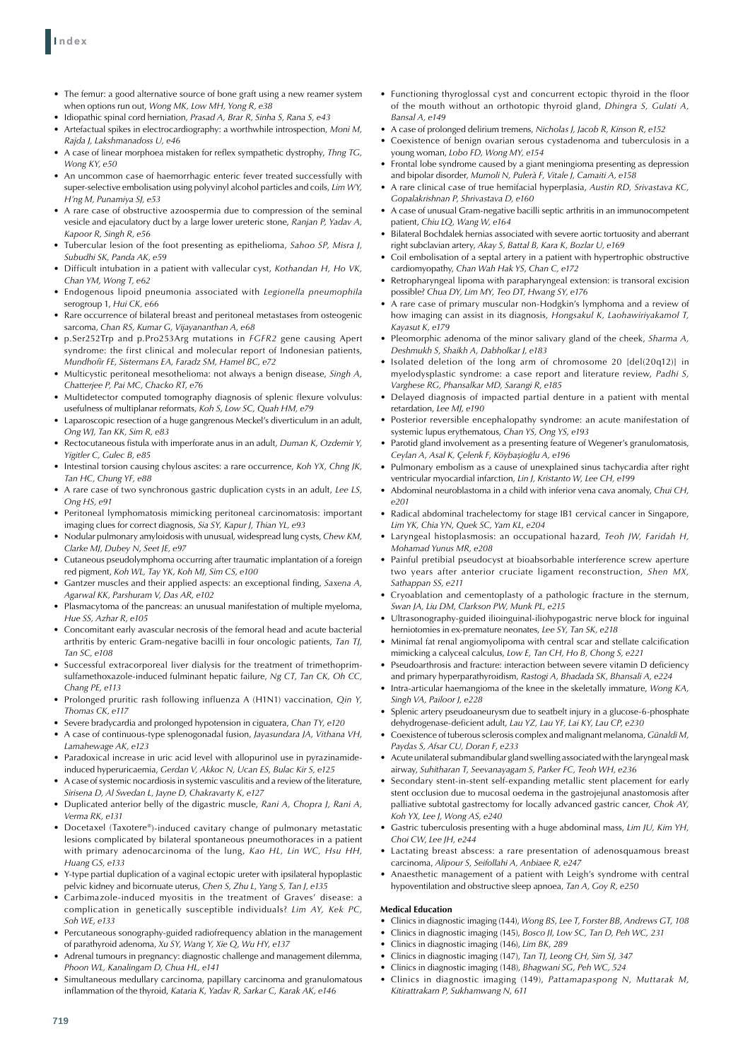- The femur: a good alternative source of bone graft using a new reamer system when options run out, *Wong MK, Low MH, Yong R, e38*
- Idiopathic spinal cord herniation, *Prasad A, Brar R, Sinha S, Rana S, e43*
- Artefactual spikes in electrocardiography: a worthwhile introspection, *Moni M, Rajda J, Lakshmanadoss U, e46*
- A case of linear morphoea mistaken for reflex sympathetic dystrophy, *Thng TG, Wong KY, e50*
- An uncommon case of haemorrhagic enteric fever treated successfully with super-selective embolisation using polyvinyl alcohol particles and coils, *Lim WY, H'ng M, Punamiya SJ, e53*
- A rare case of obstructive azoospermia due to compression of the seminal vesicle and ejaculatory duct by a large lower ureteric stone, *Ranjan P, Yadav A, Kapoor R, Singh R, e56*
- Tubercular lesion of the foot presenting as epithelioma, *Sahoo SP, Misra J, Subudhi SK, Panda AK, e59*
- Difficult intubation in a patient with vallecular cyst, *Kothandan H, Ho VK, Chan YM, Wong T, e62*
- Endogenous lipoid pneumonia associated with *Legionella pneumophila* serogroup 1, *Hui CK, e66*
- Rare occurrence of bilateral breast and peritoneal metastases from osteogenic sarcoma, *Chan RS, Kumar G, Vijayananthan A, e68*
- p.Ser252Trp and p.Pro253Arg mutations in *FGFR2* gene causing Apert syndrome: the first clinical and molecular report of Indonesian patients, *Mundhofir FE, Sistermans EA, Faradz SM, Hamel BC, e72*
- Multicystic peritoneal mesothelioma: not always a benign disease, *Singh A, Chatterjee P, Pai MC, Chacko RT, e76*
- Multidetector computed tomography diagnosis of splenic flexure volvulus: usefulness of multiplanar reformats, *Koh S, Low SC, Quah HM, e79*
- Laparoscopic resection of a huge gangrenous Meckel's diverticulum in an adult, *Ong WJ, Tan KK, Sim R, e83*
- Rectocutaneous fistula with imperforate anus in an adult, *Duman K, Ozdemir Y, Yigitler C, Gulec B, e85*
- Intestinal torsion causing chylous ascites: a rare occurrence, *Koh YX, Chng JK, Tan HC, Chung YF, e88*
- A rare case of two synchronous gastric duplication cysts in an adult, *Lee LS, Ong HS, e91*
- Peritoneal lymphomatosis mimicking peritoneal carcinomatosis: important imaging clues for correct diagnosis, *Sia SY, Kapur J, Thian YL, e93*
- Nodular pulmonary amyloidosis with unusual, widespread lung cysts, *Chew KM, Clarke MJ, Dubey N, Seet JE, e97*
- Cutaneous pseudolymphoma occurring after traumatic implantation of a foreign red pigment, *Koh WL, Tay YK, Koh MJ, Sim CS, e100*
- Gantzer muscles and their applied aspects: an exceptional finding, *Saxena A, Agarwal KK, Parshuram V, Das AR, e102*
- Plasmacytoma of the pancreas: an unusual manifestation of multiple myeloma, *Hue SS, Azhar R, e105*
- Concomitant early avascular necrosis of the femoral head and acute bacterial arthritis by enteric Gram-negative bacilli in four oncologic patients, *Tan TJ, Tan SC, e108*
- Successful extracorporeal liver dialysis for the treatment of trimethoprim-sulfamethoxazole-induced fulminant hepatic failure, *Ng CT, Tan CK, Oh CC, Chang PE, e113*
- Prolonged pruritic rash following influenza A (H1N1) vaccination, *Qin Y, Thomas CK, e117*
- Severe bradycardia and prolonged hypotension in ciguatera, *Chan TY, e120*
- A case of continuous-type splenogonadal fusion, *Jayasundara JA, Vithana VH, Lamahewage AK, e123*
- Paradoxical increase in uric acid level with allopurinol use in pyrazinamide-induced hyperuricaemia, *Gerdan V, Akkoc N, Ucan ES, Bulac Kir S, e125*
- A case of systemic nocardiosis in systemic vasculitis and a review of the literature, *Sirisena D, Al Swedan L, Jayne D, Chakravarty K, e127*
- Duplicated anterior belly of the digastric muscle, *Rani A, Chopra J, Rani A, Verma RK, e131*
- Docetaxel (Taxotere®)-induced cavitary change of pulmonary metastatic lesions complicated by bilateral spontaneous pneumothoraces in a patient with primary adenocarcinoma of the lung, *Kao HL, Lin WC, Hsu HH, Huang GS, e133*
- Y-type partial duplication of a vaginal ectopic ureter with ipsilateral hypoplastic pelvic kidney and bicornuate uterus, *Chen S, Zhu L, Yang S, Tan J, e135*
- Carbimazole-induced myositis in the treatment of Graves' disease: a complication in genetically susceptible individuals? *Lim AY, Kek PC, Soh WE, e133*
- Percutaneous sonography-guided radiofrequency ablation in the management of parathyroid adenoma, *Xu SY, Wang Y, Xie Q, Wu HY, e137*
- Adrenal tumours in pregnancy: diagnostic challenge and management dilemma, *Phoon WL, Kanalingam D, Chua HL, e141*
- Simultaneous medullary carcinoma, papillary carcinoma and granulomatous inflammation of the thyroid, *Kataria K, Yadav R, Sarkar C, Karak AK, e146*
- Functioning thyroglossal cyst and concurrent ectopic thyroid in the floor of the mouth without an orthotopic thyroid gland, *Dhingra S, Gulati A, Bansal A, e149*
- A case of prolonged delirium tremens, *Nicholas J, Jacob R, Kinson R, e152*
- Coexistence of benign ovarian serous cystadenoma and tuberculosis in a young woman, *Lobo FD, Wong MY, e154*
- Frontal lobe syndrome caused by a giant meningioma presenting as depression and bipolar disorder, *Mumoli N, Pulerà F, Vitale J, Camaiti A, e158*
- A rare clinical case of true hemifacial hyperplasia, *Austin RD, Srivastava KC, Gopalakrishnan P, Shrivastava D, e160*
- A case of unusual Gram-negative bacilli septic arthritis in an immunocompetent patient, *Chiu LQ, Wang W, e164*
- Bilateral Bochdalek hernias associated with severe aortic tortuosity and aberrant right subclavian artery, *Akay S, Battal B, Kara K, Bozlar U, e169*
- Coil embolisation of a septal artery in a patient with hypertrophic obstructive cardiomyopathy, *Chan Wah Hak YS, Chan C, e172*
- Retropharyngeal lipoma with parapharyngeal extension: is transoral excision possible? *Chua DY, Lim MY, Teo DT, Hwang SY, e176*
- A rare case of primary muscular non-Hodgkin's lymphoma and a review of how imaging can assist in its diagnosis, *Hongsakul K, Laohawiriyakamol T, Kayasut K, e179*
- Pleomorphic adenoma of the minor salivary gland of the cheek, *Sharma A, Deshmukh S, Shaikh A, Dabholkar J, e183*
- Isolated deletion of the long arm of chromosome 20 [del(20q12)] in myelodysplastic syndrome: a case report and literature review, *Padhi S, Varghese RG, Phansalkar MD, Sarangi R, e185*
- Delayed diagnosis of impacted partial denture in a patient with mental retardation, *Lee MJ, e190*
- Posterior reversible encephalopathy syndrome: an acute manifestation of systemic lupus erythematous, *Chan YS, Ong YS, e193*
- Parotid gland involvement as a presenting feature of Wegener's granulomatosis, *Ceylan A, Asal K, Çelenk F, Köybaşioğlu A, e196*
- Pulmonary embolism as a cause of unexplained sinus tachycardia after right ventricular myocardial infarction, *Lin J, Kristanto W, Lee CH, e199*
- Abdominal neuroblastoma in a child with inferior vena cava anomaly, *Chui CH, e201*
- Radical abdominal trachelectomy for stage IB1 cervical cancer in Singapore, *Lim YK, Chia YN, Quek SC, Yam KL, e204*
- Laryngeal histoplasmosis: an occupational hazard, *Teoh JW, Faridah H, Mohamad Yunus MR, e208*
- Painful pretibial pseudocyst at bioabsorbable interference screw aperture two years after anterior cruciate ligament reconstruction, *Shen MX, Sathappan SS, e211*
- Cryoablation and cementoplasty of a pathologic fracture in the sternum, *Swan JA, Liu DM, Clarkson PW, Munk PL, e215*
- Ultrasonography-guided ilioinguinal-iliohypogastric nerve block for inguinal herniotomies in ex-premature neonates, *Lee SY, Tan SK, e218*
- Minimal fat renal angiomyolipoma with central scar and stellate calcification mimicking a calyceal calculus, *Low E, Tan CH, Ho B, Chong S, e221*
- Pseudoarthrosis and fracture: interaction between severe vitamin D deficiency and primary hyperparathyroidism, *Rastogi A, Bhadada SK, Bhansali A, e224*
- Intra-articular haemangioma of the knee in the skeletally immature, *Wong KA, Singh VA, Pailoor J, e228*
- Splenic artery pseudoaneurysm due to seatbelt injury in a glucose-6-phosphate dehydrogenase-deficient adult, *Lau YZ, Lau YF, Lai KY, Lau CP, e230*
- Coexistence of tuberous sclerosis complex and malignant melanoma, *Günaldi M, Paydas S, Afsar CU, Doran F, e233*
- Acute unilateral submandibular gland swelling associated with the laryngeal mask airway, *Suhitharan T, Seevanayagam S, Parker FC, Teoh WH, e236*
- Secondary stent-in-stent self-expanding metallic stent placement for early stent occlusion due to mucosal oedema in the gastrojejunal anastomosis after palliative subtotal gastrectomy for locally advanced gastric cancer, *Chok AY, Koh YX, Lee J, Wong AS, e240*
- Gastric tuberculosis presenting with a huge abdominal mass, *Lim JU, Kim YH, Choi CW, Lee JH, e244*
- Lactating breast abscess: a rare presentation of adenosquamous breast carcinoma, *Alipour S, Seifollahi A, Anbiaee R, e247*
- Anaesthetic management of a patient with Leigh's syndrome with central hypoventilation and obstructive sleep apnoea, *Tan A, Goy R, e250*

**Medical Education**

- Clinics in diagnostic imaging (144), *Wong BS, Lee T, Forster BB, Andrews GT, 108*
- Clinics in diagnostic imaging (145), *Bosco JI, Low SC, Tan D, Peh WC, 231*
- Clinics in diagnostic imaging (146), *Lim BK, 289*
- Clinics in diagnostic imaging (147), *Tan TJ, Leong CH, Sim SJ, 347*
- Clinics in diagnostic imaging (148), *Bhagwani SG, Peh WC, 524*
- Clinics in diagnostic imaging (149), *Pattamapaspong N, Muttarak M, Kitirattrakarn P, Sukhamwang N, 611*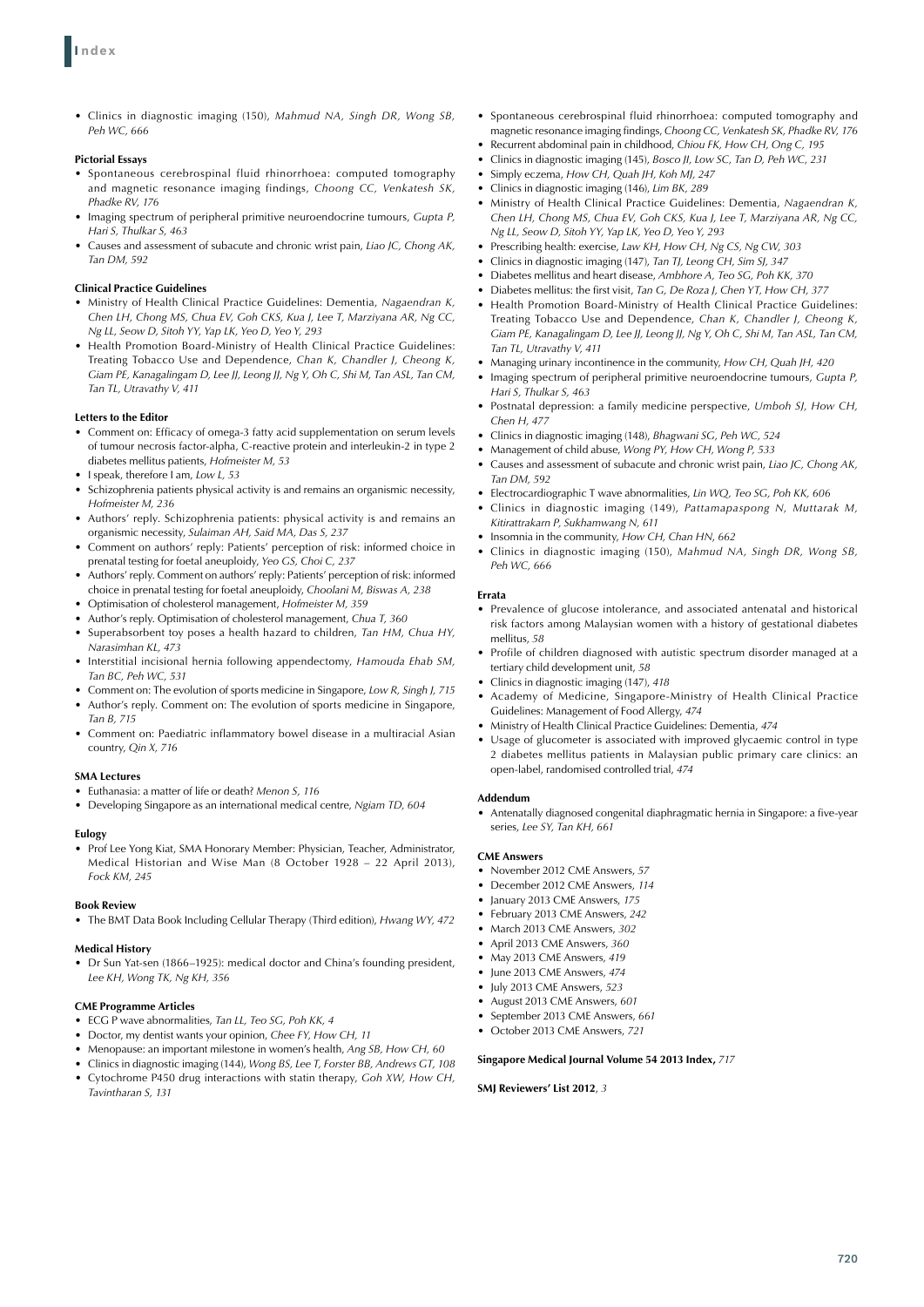- Clinics in diagnostic imaging (150), *Mahmud NA, Singh DR, Wong SB, Peh WC, 666*

**Pictorial Essays**

- Spontaneous cerebrospinal fluid rhinorrhoea: computed tomography and magnetic resonance imaging findings, *Choong CC, Venkatesh SK, Phadke RV, 176*
- Imaging spectrum of peripheral primitive neuroendocrine tumours, *Gupta P, Hari S, Thulkar S, 463*
- Causes and assessment of subacute and chronic wrist pain, *Liao JC, Chong AK, Tan DM, 592*

**Clinical Practice Guidelines**

- Ministry of Health Clinical Practice Guidelines: Dementia, *Nagaendran K, Chen LH, Chong MS, Chua EV, Goh CKS, Kua J, Lee T, Marziyana AR, Ng CC, Ng LL, Seow D, Sitoh YY, Yap LK, Yeo D, Yeo Y, 293*
- Health Promotion Board-Ministry of Health Clinical Practice Guidelines: Treating Tobacco Use and Dependence, *Chan K, Chandler J, Cheong K, Giam PE, Kanagalingam D, Lee JJ, Leong JJ, Ng Y, Oh C, Shi M, Tan ASL, Tan CM, Tan TL, Utravathy V, 411*

**Letters to the Editor**

- Comment on: Efficacy of omega-3 fatty acid supplementation on serum levels of tumour necrosis factor-alpha, C-reactive protein and interleukin-2 in type 2 diabetes mellitus patients, *Hofmeister M, 53*
- I speak, therefore I am, *Low L, 53*
- Schizophrenia patients physical activity is and remains an organismic necessity, *Hofmeister M, 236*
- Authors' reply. Schizophrenia patients: physical activity is and remains an organismic necessity, *Sulaiman AH, Said MA, Das S, 237*
- Comment on authors' reply: Patients' perception of risk: informed choice in prenatal testing for foetal aneuploidy, *Yeo GS, Choi C, 237*
- Authors' reply. Comment on authors' reply: Patients' perception of risk: informed choice in prenatal testing for foetal aneuploidy, *Choolani M, Biswas A, 238*
- Optimisation of cholesterol management, *Hofmeister M, 359*
- Author's reply. Optimisation of cholesterol management, *Chua T, 360*
- Superabsorbent toy poses a health hazard to children, *Tan HM, Chua HY, Narasimhan KL, 473*
- Interstitial incisional hernia following appendectomy, *Hamouda Ehab SM, Tan BC, Peh WC, 531*
- Comment on: The evolution of sports medicine in Singapore, *Low R, Singh J, 715*
- Author's reply. Comment on: The evolution of sports medicine in Singapore, *Tan B, 715*
- Comment on: Paediatric inflammatory bowel disease in a multiracial Asian country, *Qin X, 716*

**SMA Lectures**

- Euthanasia: a matter of life or death? *Menon S, 116*
- Developing Singapore as an international medical centre, *Ngiam TD, 604*

**Eulogy**

- Prof Lee Yong Kiat, SMA Honorary Member: Physician, Teacher, Administrator, Medical Historian and Wise Man (8 October 1928 – 22 April 2013), *Fock KM, 245*

**Book Review**

- The BMT Data Book Including Cellular Therapy (Third edition), *Hwang WY, 472*

**Medical History**

- Dr Sun Yat-sen (1866–1925): medical doctor and China's founding president, *Lee KH, Wong TK, Ng KH, 356*

**CME Programme Articles**

- ECG P wave abnormalities, *Tan LL, Teo SG, Poh KK, 4*
- Doctor, my dentist wants your opinion, *Chee FY, How CH, 11*
- Menopause: an important milestone in women's health, *Ang SB, How CH, 60*
- Clinics in diagnostic imaging (144), *Wong BS, Lee T, Forster BB, Andrews GT, 108*
- Cytochrome P450 drug interactions with statin therapy, *Goh XW, How CH, Tavintharan S, 131*
- Spontaneous cerebrospinal fluid rhinorrhoea: computed tomography and magnetic resonance imaging findings, *Choong CC, Venkatesh SK, Phadke RV, 176*
- Recurrent abdominal pain in childhood, *Chiou FK, How CH, Ong C, 195*
- Clinics in diagnostic imaging (145), *Bosco JI, Low SC, Tan D, Peh WC, 231*
- Simply eczema, *How CH, Quah JH, Koh MJ, 247*
- Clinics in diagnostic imaging (146), *Lim BK, 289*
- Ministry of Health Clinical Practice Guidelines: Dementia, *Nagaendran K, Chen LH, Chong MS, Chua EV, Goh CKS, Kua J, Lee T, Marziyana AR, Ng CC, Ng LL, Seow D, Sitoh YY, Yap LK, Yeo D, Yeo Y, 293*
- Prescribing health: exercise, *Law KH, How CH, Ng CS, Ng CW, 303*
- Clinics in diagnostic imaging (147), *Tan TJ, Leong CH, Sim SJ, 347*
- Diabetes mellitus and heart disease, *Ambhore A, Teo SG, Poh KK, 370*
- Diabetes mellitus: the first visit, *Tan G, De Roza J, Chen YT, How CH, 377*
- Health Promotion Board-Ministry of Health Clinical Practice Guidelines: Treating Tobacco Use and Dependence, *Chan K, Chandler J, Cheong K, Giam PE, Kanagalingam D, Lee JJ, Leong JJ, Ng Y, Oh C, Shi M, Tan ASL, Tan CM, Tan TL, Utravathy V, 411*
- Managing urinary incontinence in the community, *How CH, Quah JH, 420*
- Imaging spectrum of peripheral primitive neuroendocrine tumours, *Gupta P, Hari S, Thulkar S, 463*
- Postnatal depression: a family medicine perspective, *Umboh SJ, How CH, Chen H, 477*
- Clinics in diagnostic imaging (148), *Bhagwani SG, Peh WC, 524*
- Management of child abuse, *Wong PY, How CH, Wong P, 533*
- Causes and assessment of subacute and chronic wrist pain, *Liao JC, Chong AK, Tan DM, 592*
- Electrocardiographic T wave abnormalities, *Lin WQ, Teo SG, Poh KK, 606*
- Clinics in diagnostic imaging (149), *Pattamapaspong N, Muttarak M, Kitirattrakarn P, Sukhamwang N, 611*
- Insomnia in the community, *How CH, Chan HN, 662*
- Clinics in diagnostic imaging (150), *Mahmud NA, Singh DR, Wong SB, Peh WC, 666*

**Errata**

- Prevalence of glucose intolerance, and associated antenatal and historical risk factors among Malaysian women with a history of gestational diabetes mellitus, *58*
- Profile of children diagnosed with autistic spectrum disorder managed at a tertiary child development unit, *58*
- Clinics in diagnostic imaging (147), *418*
- Academy of Medicine, Singapore-Ministry of Health Clinical Practice Guidelines: Management of Food Allergy, *474*
- Ministry of Health Clinical Practice Guidelines: Dementia, *474*
- Usage of glucometer is associated with improved glycaemic control in type 2 diabetes mellitus patients in Malaysian public primary care clinics: an open-label, randomised controlled trial, *474*

**Addendum**

- Antenatally diagnosed congenital diaphragmatic hernia in Singapore: a five-year series, *Lee SY, Tan KH, 661*

**CME Answers**

- November 2012 CME Answers, *57*
- December 2012 CME Answers, *114*
- January 2013 CME Answers, *175*
- February 2013 CME Answers, *242*
- March 2013 CME Answers, *302*
- April 2013 CME Answers, *360*
- May 2013 CME Answers, *419*
- June 2013 CME Answers, *474*
- July 2013 CME Answers, *523*
- August 2013 CME Answers, *601*
- September 2013 CME Answers, *661*
- October 2013 CME Answers, *721*

**Singapore Medical Journal Volume 54 2013 Index,** *717*

**SMJ Reviewers' List 2012**, *3*